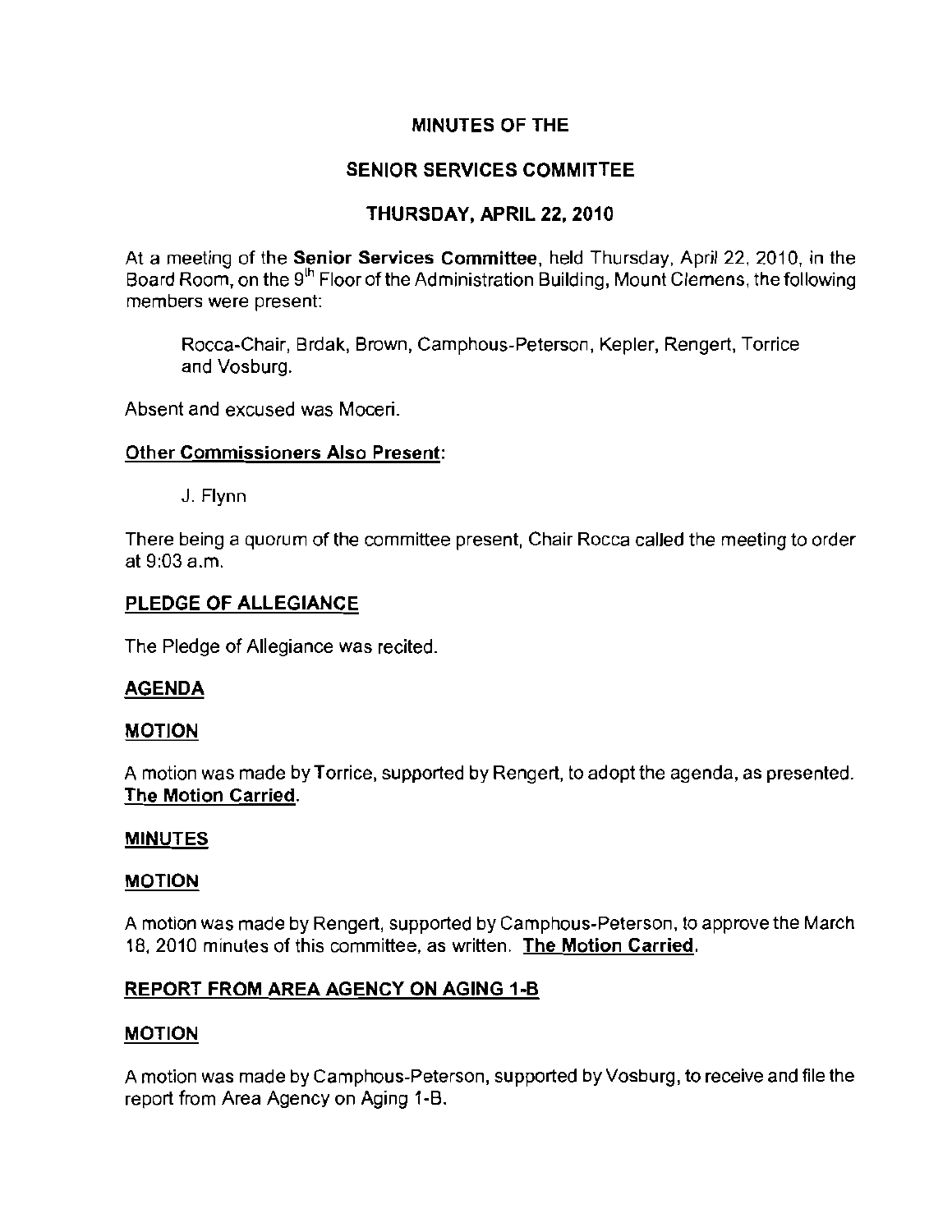# MINUTES OF THE

# SENIOR SERVICES COMMITTEE

# THURSDAY, APRIL 22, 2010

At a meeting of the **Senior Services Committee**, held Thursday, April 22, 2010, in the Board Room, on the 9th Floor of the Administration Building, Mount Clemens, the following members were present:

> Rocca-Chair, Brdak, Brown, Camphous-Peterson, Kepler, Rengert, Torrice and Vosburg.

Absent and excused was Moceri.

**Other Commissioners Also Present:**

> J. Flynn

There being a quorum of the committee present, Chair Rocca called the meeting to order at 9:03 a.m.

## PLEDGE OF ALLEGIANCE

The Pledge of Allegiance was recited.

## AGENDA

### MOTION

A motion was made by Torrice, supported by Rengert, to adopt the agenda, as presented. **The Motion Carried.**

## MINUTES

### MOTION

A motion was made by Rengert, supported by Camphous-Peterson, to approve the March 18, 2010 minutes of this committee, as written. **The Motion Carried.**

## REPORT FROM AREA AGENCY ON AGING 1-B

### MOTION

A motion was made by Camphous-Peterson, supported by Vosburg, to receive and file the report from Area Agency on Aging 1-B.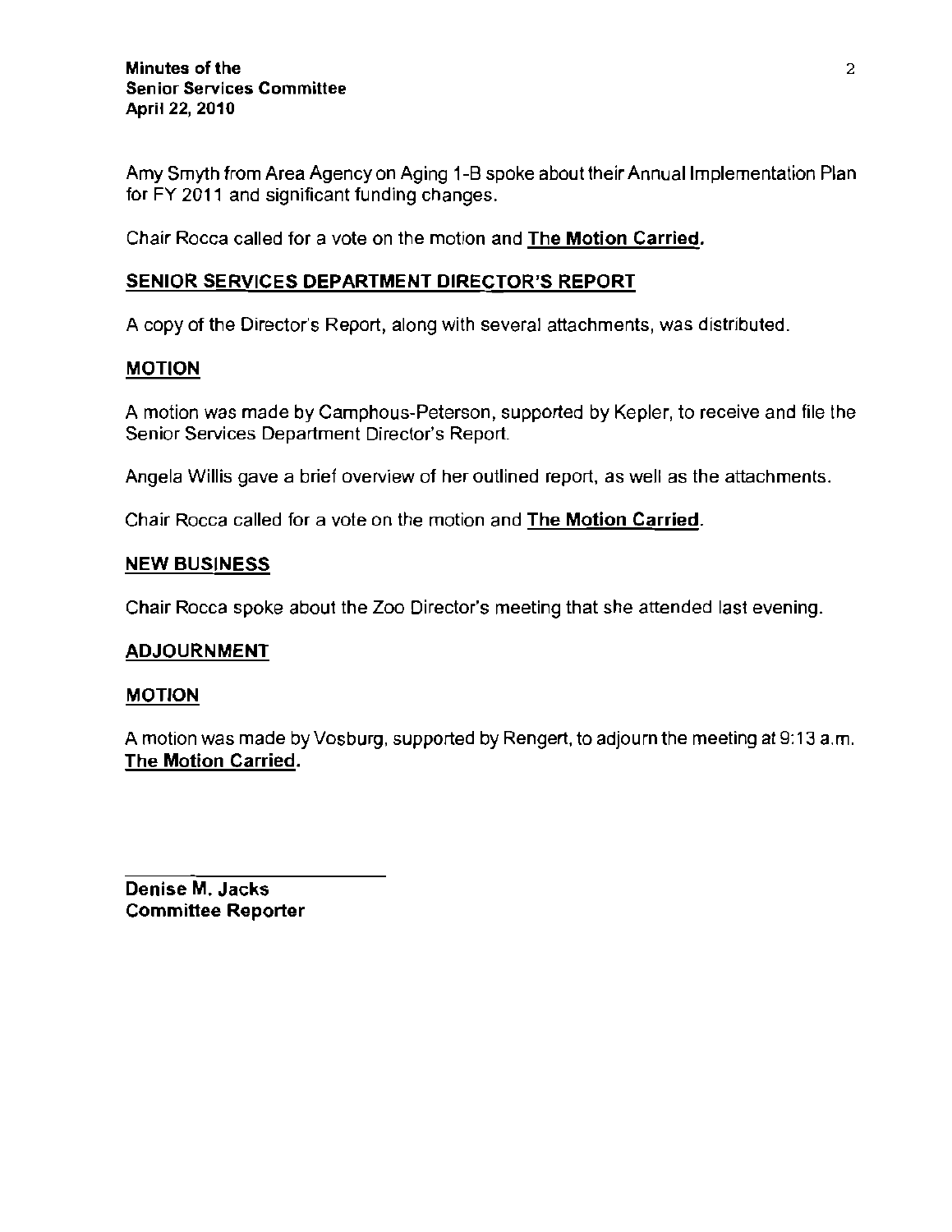Amy Smyth from Area Agency on Aging 1-B spoke about their Annual Implementation Plan for FY 2011 and significant funding changes.

Chair Rocca called for a vote on the motion and **The Motion Carried.**

## SENIOR SERVICES DEPARTMENT DIRECTOR'S REPORT

A copy of the Director's Report, along with several attachments, was distributed.

### MOTION

A motion was made by Camphous-Peterson, supported by Kepler, to receive and file the Senior Services Department Director's Report.

Angela Willis gave a brief overview of her outlined report, as well as the attachments.

Chair Rocca called for a vote on the motion and **The Motion Carried.**

## NEW BUSINESS

Chair Rocca spoke about the Zoo Director's meeting that she attended last evening.

## ADJOURNMENT

### MOTION

A motion was made by Vosburg, supported by Rengert, to adjourn the meeting at 9:13 a.m. **The Motion Carried.**

**Denise M. Jacks**
**Committee Reporter**